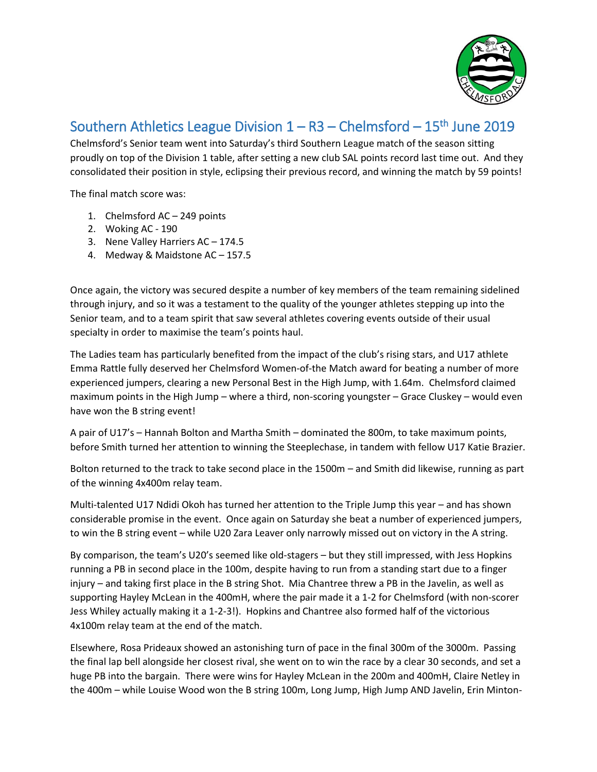# Southern Athletics League Division 1 – R3 – Chelmsford – 15th June 2019

Chelmsford's Senior team went into Saturday's third Southern League match of the season sitting proudly on top of the Division 1 table, after setting a new club SAL points record last time out. And they consolidated their position in style, eclipsing their previous record, and winning the match by 59 points!

The final match score was:

1. Chelmsford AC – 249 points
2. Woking AC - 190
3. Nene Valley Harriers AC – 174.5
4. Medway & Maidstone AC – 157.5

Once again, the victory was secured despite a number of key members of the team remaining sidelined through injury, and so it was a testament to the quality of the younger athletes stepping up into the Senior team, and to a team spirit that saw several athletes covering events outside of their usual specialty in order to maximise the team's points haul.

The Ladies team has particularly benefited from the impact of the club's rising stars, and U17 athlete Emma Rattle fully deserved her Chelmsford Women-of-the Match award for beating a number of more experienced jumpers, clearing a new Personal Best in the High Jump, with 1.64m. Chelmsford claimed maximum points in the High Jump – where a third, non-scoring youngster – Grace Cluskey – would even have won the B string event!

A pair of U17's – Hannah Bolton and Martha Smith – dominated the 800m, to take maximum points, before Smith turned her attention to winning the Steeplechase, in tandem with fellow U17 Katie Brazier.

Bolton returned to the track to take second place in the 1500m – and Smith did likewise, running as part of the winning 4x400m relay team.

Multi-talented U17 Ndidi Okoh has turned her attention to the Triple Jump this year – and has shown considerable promise in the event. Once again on Saturday she beat a number of experienced jumpers, to win the B string event – while U20 Zara Leaver only narrowly missed out on victory in the A string.

By comparison, the team's U20's seemed like old-stagers – but they still impressed, with Jess Hopkins running a PB in second place in the 100m, despite having to run from a standing start due to a finger injury – and taking first place in the B string Shot. Mia Chantree threw a PB in the Javelin, as well as supporting Hayley McLean in the 400mH, where the pair made it a 1-2 for Chelmsford (with non-scorer Jess Whiley actually making it a 1-2-3!). Hopkins and Chantree also formed half of the victorious 4x100m relay team at the end of the match.

Elsewhere, Rosa Prideaux showed an astonishing turn of pace in the final 300m of the 3000m. Passing the final lap bell alongside her closest rival, she went on to win the race by a clear 30 seconds, and set a huge PB into the bargain. There were wins for Hayley McLean in the 200m and 400mH, Claire Netley in the 400m – while Louise Wood won the B string 100m, Long Jump, High Jump AND Javelin, Erin Minton-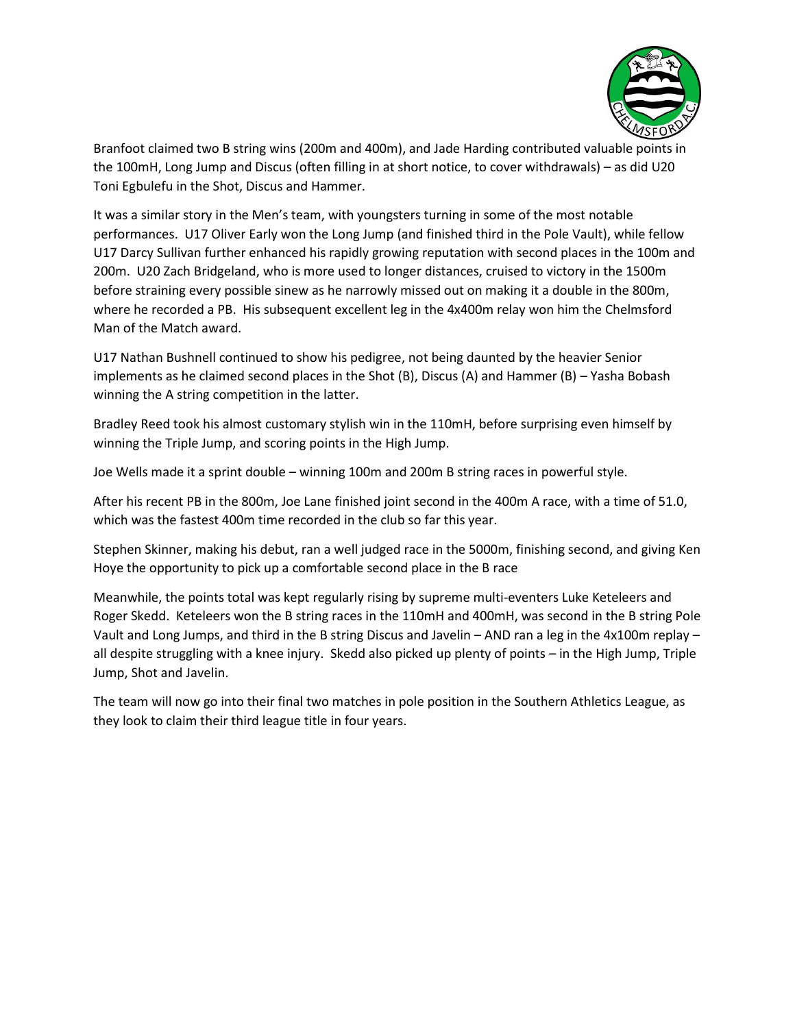Branfoot claimed two B string wins (200m and 400m), and Jade Harding contributed valuable points in the 100mH, Long Jump and Discus (often filling in at short notice, to cover withdrawals) – as did U20 Toni Egbulefu in the Shot, Discus and Hammer.

It was a similar story in the Men's team, with youngsters turning in some of the most notable performances. U17 Oliver Early won the Long Jump (and finished third in the Pole Vault), while fellow U17 Darcy Sullivan further enhanced his rapidly growing reputation with second places in the 100m and 200m. U20 Zach Bridgeland, who is more used to longer distances, cruised to victory in the 1500m before straining every possible sinew as he narrowly missed out on making it a double in the 800m, where he recorded a PB. His subsequent excellent leg in the 4x400m relay won him the Chelmsford Man of the Match award.

U17 Nathan Bushnell continued to show his pedigree, not being daunted by the heavier Senior implements as he claimed second places in the Shot (B), Discus (A) and Hammer (B) – Yasha Bobash winning the A string competition in the latter.

Bradley Reed took his almost customary stylish win in the 110mH, before surprising even himself by winning the Triple Jump, and scoring points in the High Jump.

Joe Wells made it a sprint double – winning 100m and 200m B string races in powerful style.

After his recent PB in the 800m, Joe Lane finished joint second in the 400m A race, with a time of 51.0, which was the fastest 400m time recorded in the club so far this year.

Stephen Skinner, making his debut, ran a well judged race in the 5000m, finishing second, and giving Ken Hoye the opportunity to pick up a comfortable second place in the B race

Meanwhile, the points total was kept regularly rising by supreme multi-eventers Luke Keteleers and Roger Skedd. Keteleers won the B string races in the 110mH and 400mH, was second in the B string Pole Vault and Long Jumps, and third in the B string Discus and Javelin – AND ran a leg in the 4x100m replay – all despite struggling with a knee injury. Skedd also picked up plenty of points – in the High Jump, Triple Jump, Shot and Javelin.

The team will now go into their final two matches in pole position in the Southern Athletics League, as they look to claim their third league title in four years.